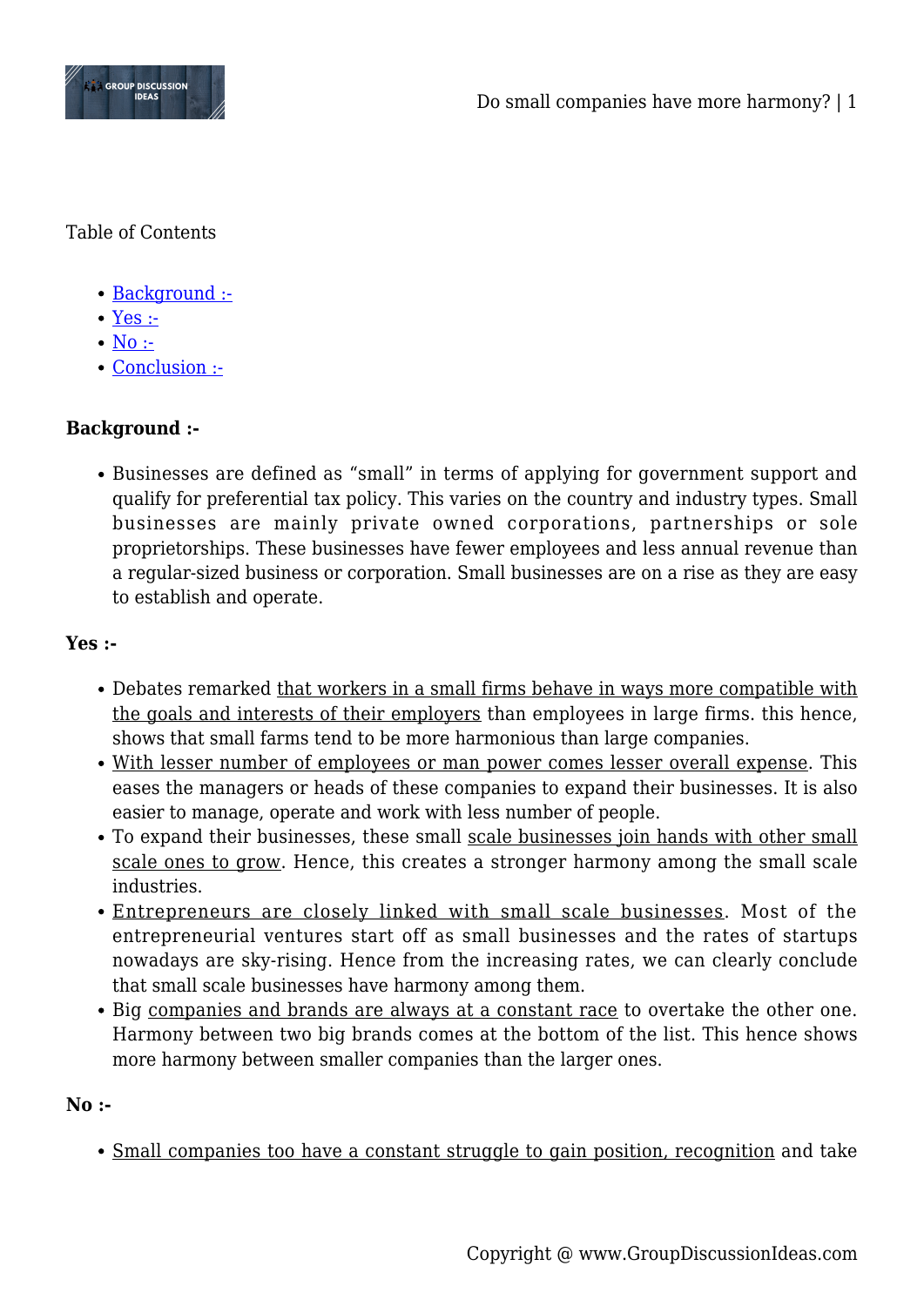Table of Contents

- Background :-
- Yes :-
- No :-
- Conclusion :-

**Background :-**

- Businesses are defined as "small" in terms of applying for government support and qualify for preferential tax policy. This varies on the country and industry types. Small businesses are mainly private owned corporations, partnerships or sole proprietorships. These businesses have fewer employees and less annual revenue than a regular-sized business or corporation. Small businesses are on a rise as they are easy to establish and operate.

**Yes :-**

- Debates remarked that workers in a small firms behave in ways more compatible with the goals and interests of their employers than employees in large firms. this hence, shows that small farms tend to be more harmonious than large companies.
- With lesser number of employees or man power comes lesser overall expense. This eases the managers or heads of these companies to expand their businesses. It is also easier to manage, operate and work with less number of people.
- To expand their businesses, these small scale businesses join hands with other small scale ones to grow. Hence, this creates a stronger harmony among the small scale industries.
- Entrepreneurs are closely linked with small scale businesses. Most of the entrepreneurial ventures start off as small businesses and the rates of startups nowadays are sky-rising. Hence from the increasing rates, we can clearly conclude that small scale businesses have harmony among them.
- Big companies and brands are always at a constant race to overtake the other one. Harmony between two big brands comes at the bottom of the list. This hence shows more harmony between smaller companies than the larger ones.

**No :-**

- Small companies too have a constant struggle to gain position, recognition and take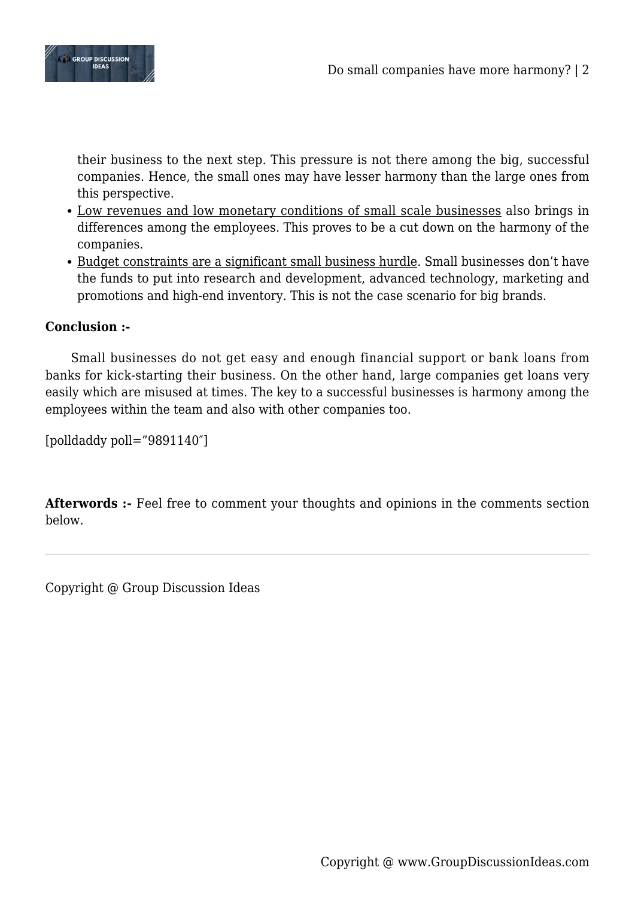their business to the next step. This pressure is not there among the big, successful companies. Hence, the small ones may have lesser harmony than the large ones from this perspective.

- Low revenues and low monetary conditions of small scale businesses also brings in differences among the employees. This proves to be a cut down on the harmony of the companies.
- Budget constraints are a significant small business hurdle. Small businesses don't have the funds to put into research and development, advanced technology, marketing and promotions and high-end inventory. This is not the case scenario for big brands.

**Conclusion :-**

Small businesses do not get easy and enough financial support or bank loans from banks for kick-starting their business. On the other hand, large companies get loans very easily which are misused at times. The key to a successful businesses is harmony among the employees within the team and also with other companies too.

[polldaddy poll="9891140″]

**Afterwords :-** Feel free to comment your thoughts and opinions in the comments section below.

---

Copyright @ Group Discussion Ideas